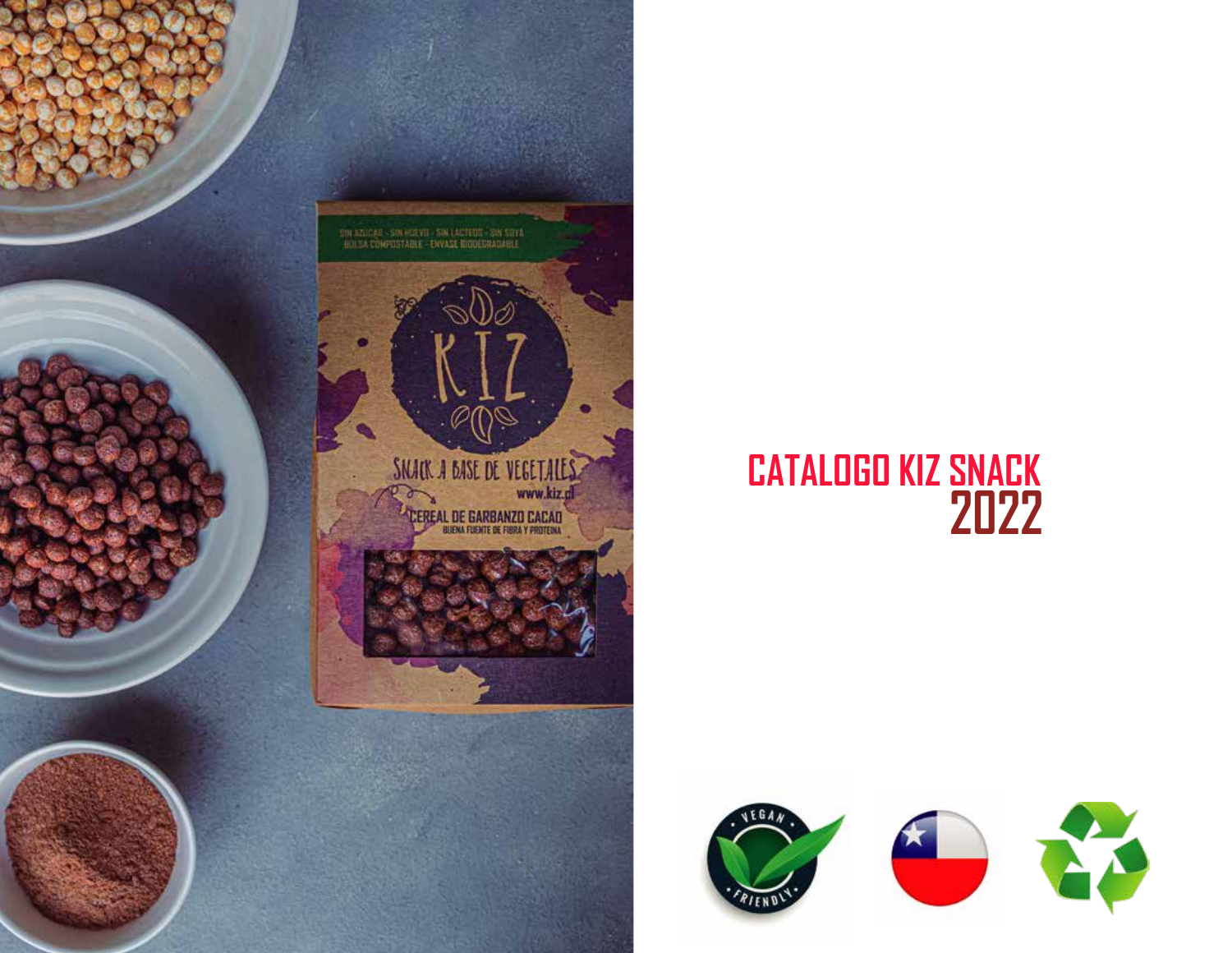# CATALOGO KIZ SNACK 2022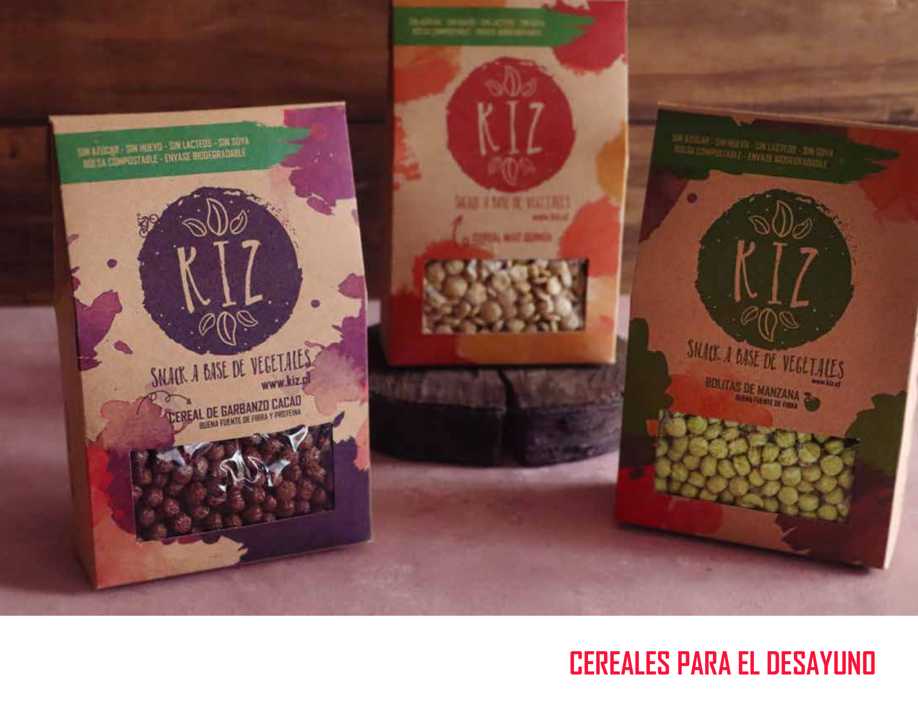# CEREALES PARA EL DESAYUNO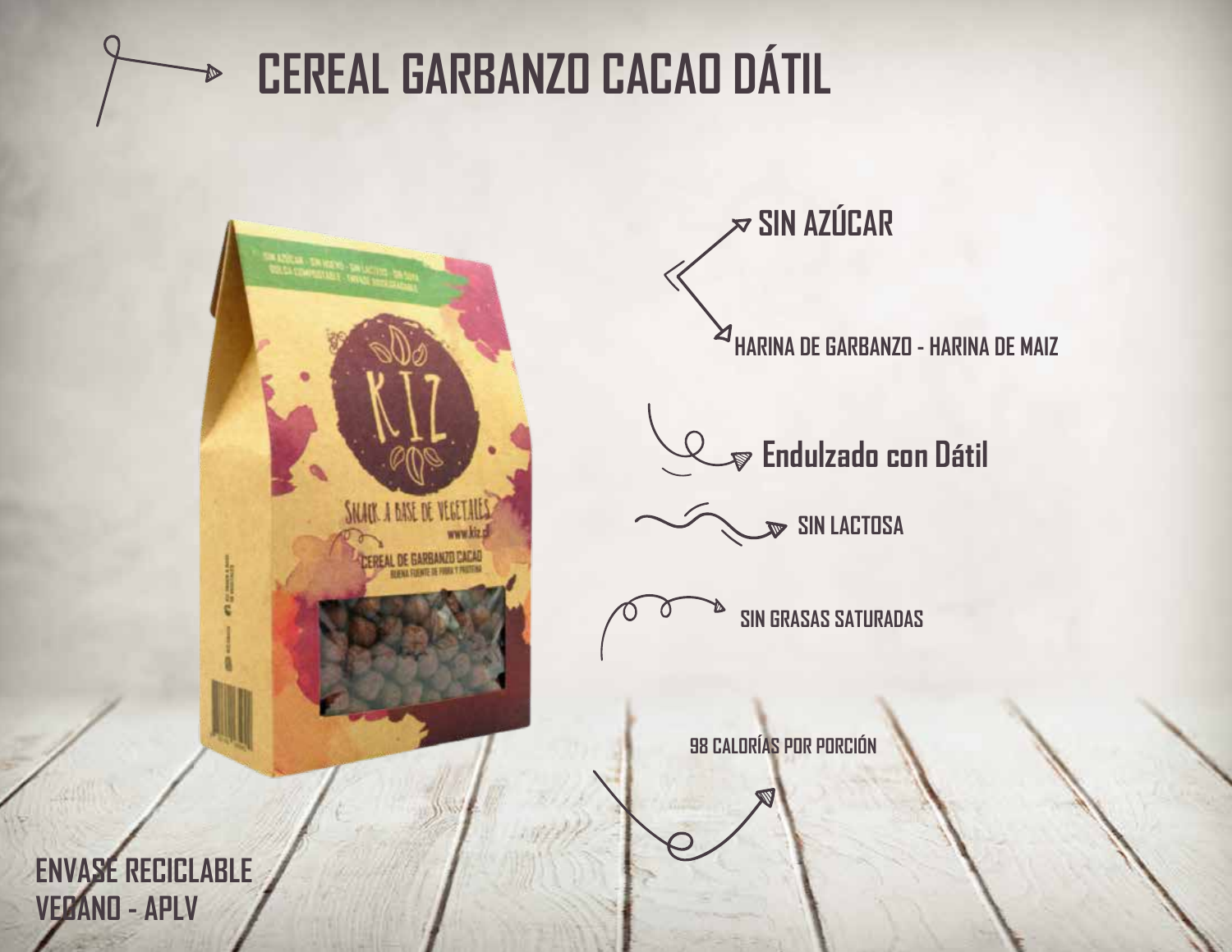# CEREAL GARBANZO CACAO DÁTIL

**SIN AZÚCAR**

HARINA DE GARBANZO - HARINA DE MAIZ

**Endulzado con Dátil**

SIN LACTOSA

SIN GRASAS SATURADAS

98 CALORÍAS POR PORCIÓN

ENVASE RECICLABLE
VEGANO - APLV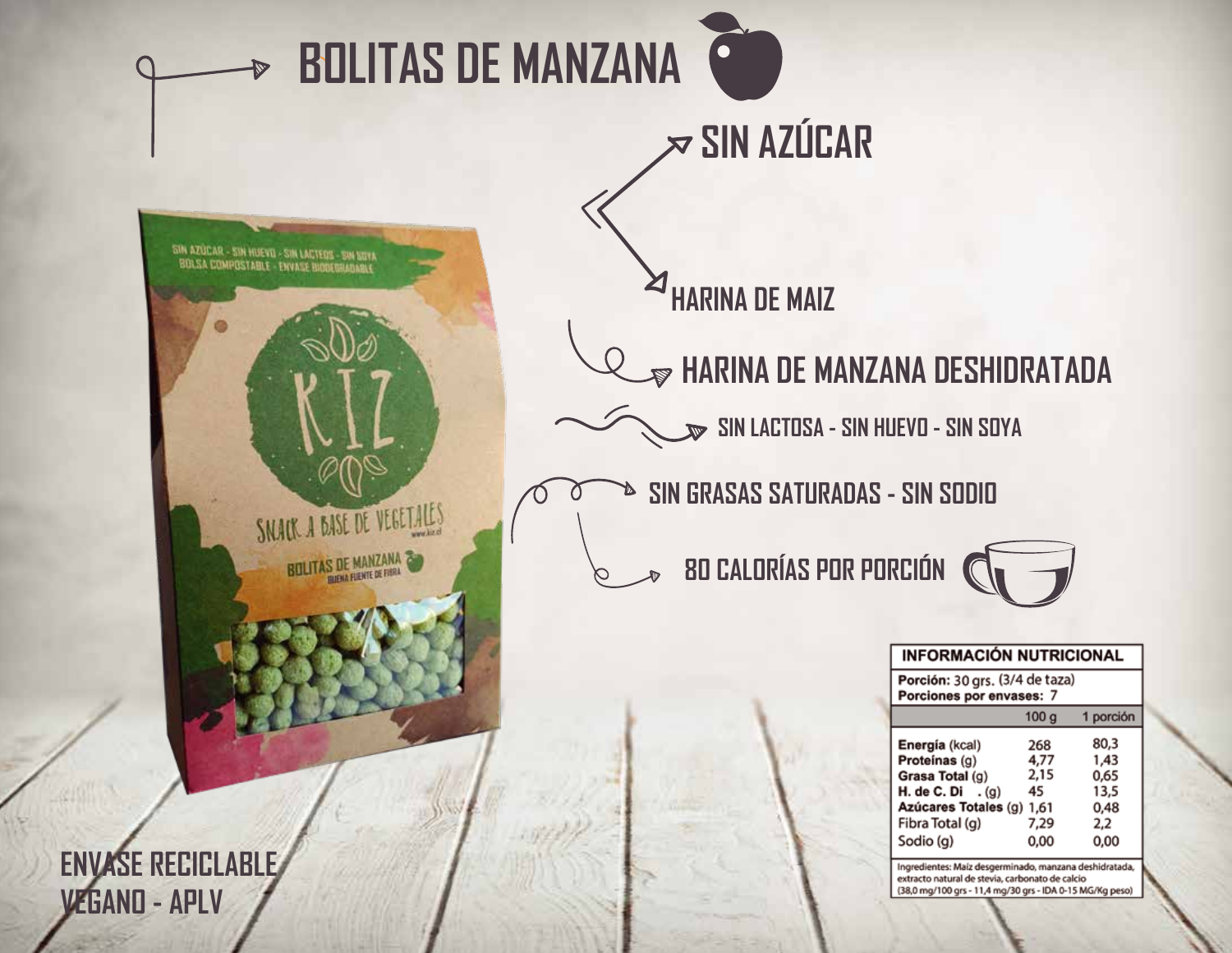# BOLITAS DE MANZANA

SIN AZÚCAR

HARINA DE MAIZ

HARINA DE MANZANA DESHIDRATADA

SIN LACTOSA - SIN HUEVO - SIN SOYA

SIN GRASAS SATURADAS - SIN SODIO

80 CALORÍAS POR PORCIÓN

SIN AZÚCAR - SIN HUEVO - SIN LACTEOS - SIN SOYA
BOLSA COMPOSTABLE - ENVASE BIODEGRADABLE

KIZ

SNACK A BASE DE VEGETALES

www.kiz.cl

BOLITAS DE MANZANA
BUENA FUENTE DE FIBRA

**INFORMACIÓN NUTRICIONAL**

**Porción:** 30 grs. (3/4 de taza)
**Porciones por envases:** 7

| | 100 g | 1 porción |
|---|---|---|
| **Energía** (kcal) | 268 | 80,3 |
| **Proteínas** (g) | 4,77 | 1,43 |
| **Grasa Total** (g) | 2,15 | 0,65 |
| **H. de C. Di .** (g) | 45 | 13,5 |
| **Azúcares Totales** (g) | 1,61 | 0,48 |
| Fibra Total (g) | 7,29 | 2,2 |
| Sodio (g) | 0,00 | 0,00 |

Ingredientes: Maíz desgerminado, manzana deshidratada, extracto natural de stevia, carbonato de calcio (38,0 mg/100 grs - 11,4 mg/30 grs - IDA 0-15 MG/Kg peso)

ENVASE RECICLABLE
VEGANO - APLV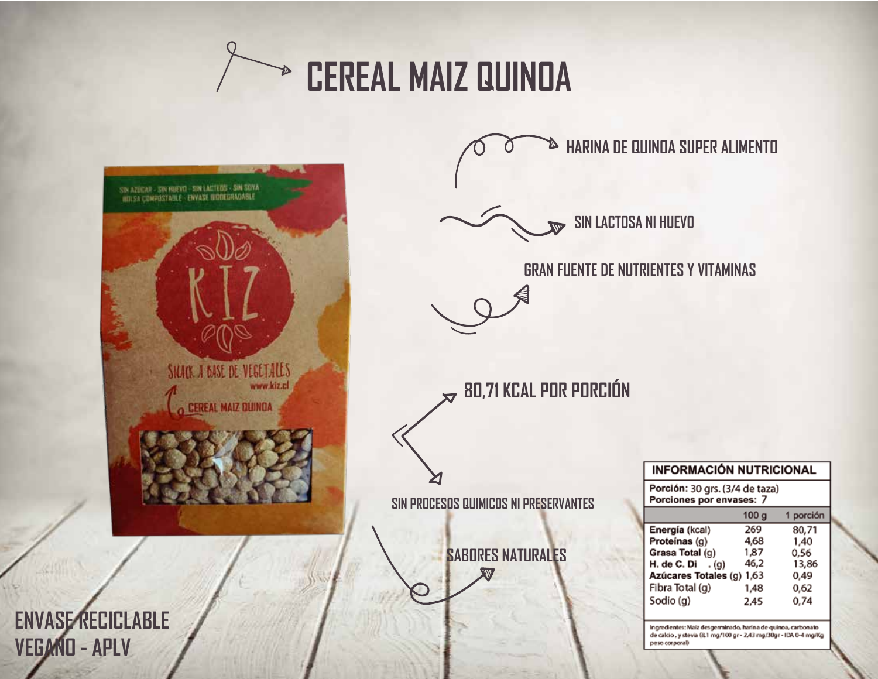# CEREAL MAIZ QUINOA

HARINA DE QUINOA SUPER ALIMENTO

SIN LACTOSA NI HUEVO

GRAN FUENTE DE NUTRIENTES Y VITAMINAS

80,71 KCAL POR PORCIÓN

SIN PROCESOS QUIMICOS NI PRESERVANTES

SABORES NATURALES

ENVASE RECICLABLE
VEGANO - APLV

SIN AZUCAR - SIN HUEVO - SIN LACTEOS - SIN SOYA
BOLSA COMPOSTABLE - ENVASE BIODEGRADABLE

KIZ

SNACK A BASE DE VEGETALES
www.kiz.cl

CEREAL MAIZ QUINOA

**INFORMACIÓN NUTRICIONAL**

**Porción:** 30 grs. (3/4 de taza)
**Porciones por envases:** 7

| | 100 g | 1 porción |
|---|---|---|
| **Energía** (kcal) | 269 | 80,71 |
| **Proteínas** (g) | 4,68 | 1,40 |
| **Grasa Total** (g) | 1,87 | 0,56 |
| **H. de C. Di . (g)** | 46,2 | 13,86 |
| **Azúcares Totales** (g) | 1,63 | 0,49 |
| Fibra Total (g) | 1,48 | 0,62 |
| Sodio (g) | 2,45 | 0,74 |

Ingredientes: Maíz desgerminado, harina de quinoa, carbonato de calcio, y stevia (8,1 mg/100 gr - 2,43 mg/30gr - IDA 0-4 mg/Kg peso corporal)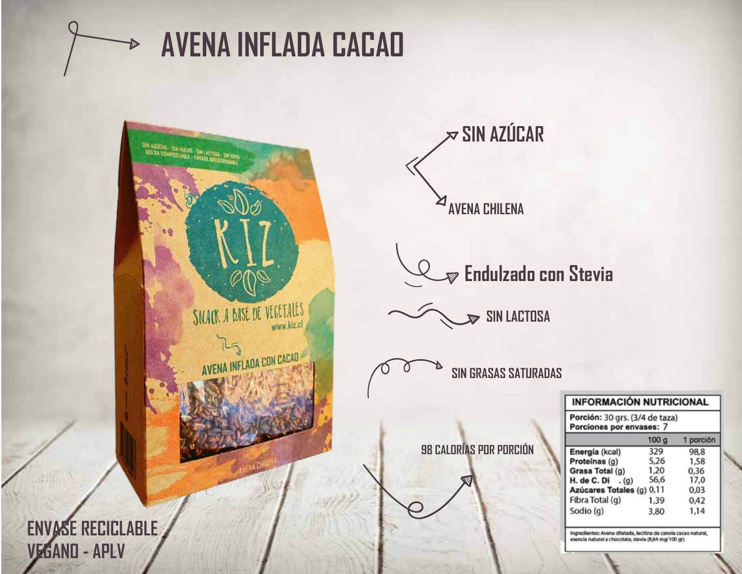# AVENA INFLADA CACAO

SIN AZÚCAR

AVENA CHILENA

Endulzado con Stevia

SIN LACTOSA

SIN GRASAS SATURADAS

98 CALORÍAS POR PORCIÓN

ENVASE RECICLABLE
VEGANO - APLV

**INFORMACIÓN NUTRICIONAL**

**Porción:** 30 grs. (3/4 de taza)
**Porciones por envases:** 7

| | 100 g | 1 porción |
|---|---|---|
| **Energía** (kcal) | 329 | 98,8 |
| **Proteínas** (g) | 5,26 | 1,58 |
| **Grasa Total** (g) | 1,20 | 0,36 |
| **H. de C. Di . (g)** | 56,6 | 17,0 |
| **Azúcares Totales** (g) | 0,11 | 0,03 |
| Fibra Total (g) | 1,39 | 0,42 |
| Sodio (g) | 3,80 | 1,14 |

Ingredientes: Avena dilatada, lecitina de canola cacao natural, esencia natural a chocolate, stevia (8,64 mg/100 gr)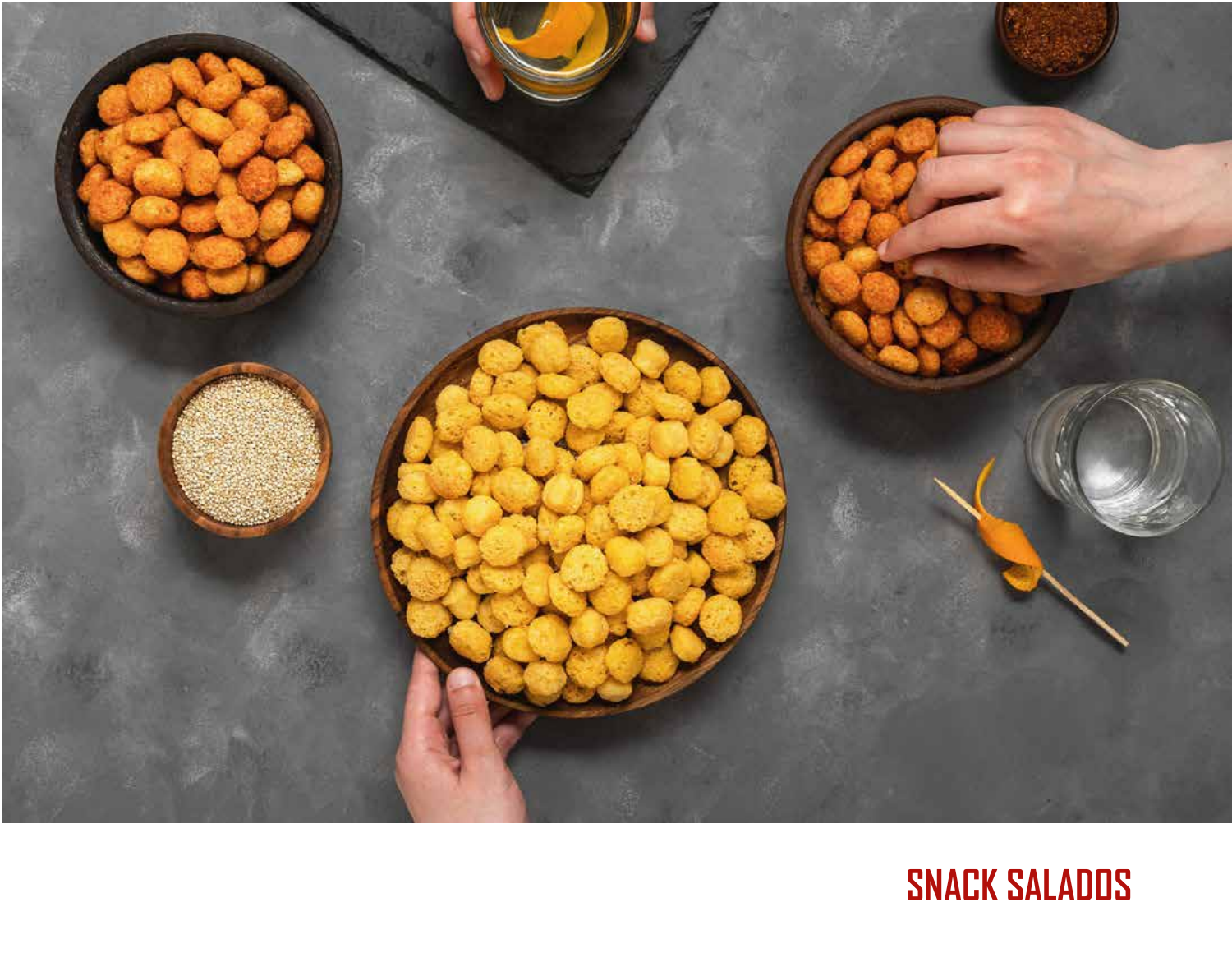## SNACK SALADOS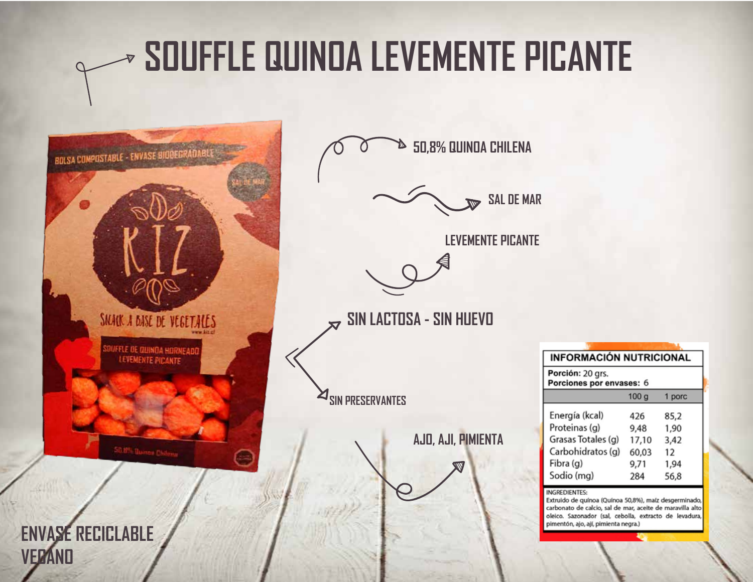# SOUFFLE QUINOA LEVEMENTE PICANTE

50,8% QUINOA CHILENA

SAL DE MAR

LEVEMENTE PICANTE

SIN LACTOSA - SIN HUEVO

SIN PRESERVANTES

AJO, AJI, PIMIENTA

| INFORMACIÓN NUTRICIONAL | | |
|---|---|---|
| **Porción:** 20 grs. | | |
| **Porciones por envases:** 6 | | |
| | 100 g | 1 porc |
| Energía (kcal) | 426 | 85,2 |
| Proteinas (g) | 9,48 | 1,90 |
| Grasas Totales (g) | 17,10 | 3,42 |
| Carbohidratos (g) | 60,03 | 12 |
| Fibra (g) | 9,71 | 1,94 |
| Sodio (mg) | 284 | 56,8 |

INGREDIENTES:
Extruido de quínoa (Quinoa 50,8%), maíz desgerminado, carbonato de calcio, sal de mar, aceite de maravilla alto oleico. Sazonador (sal, cebolla, extracto de levadura, pimentón, ajo, ají, pimienta negra.)

ENVASE RECICLABLE
VEGANO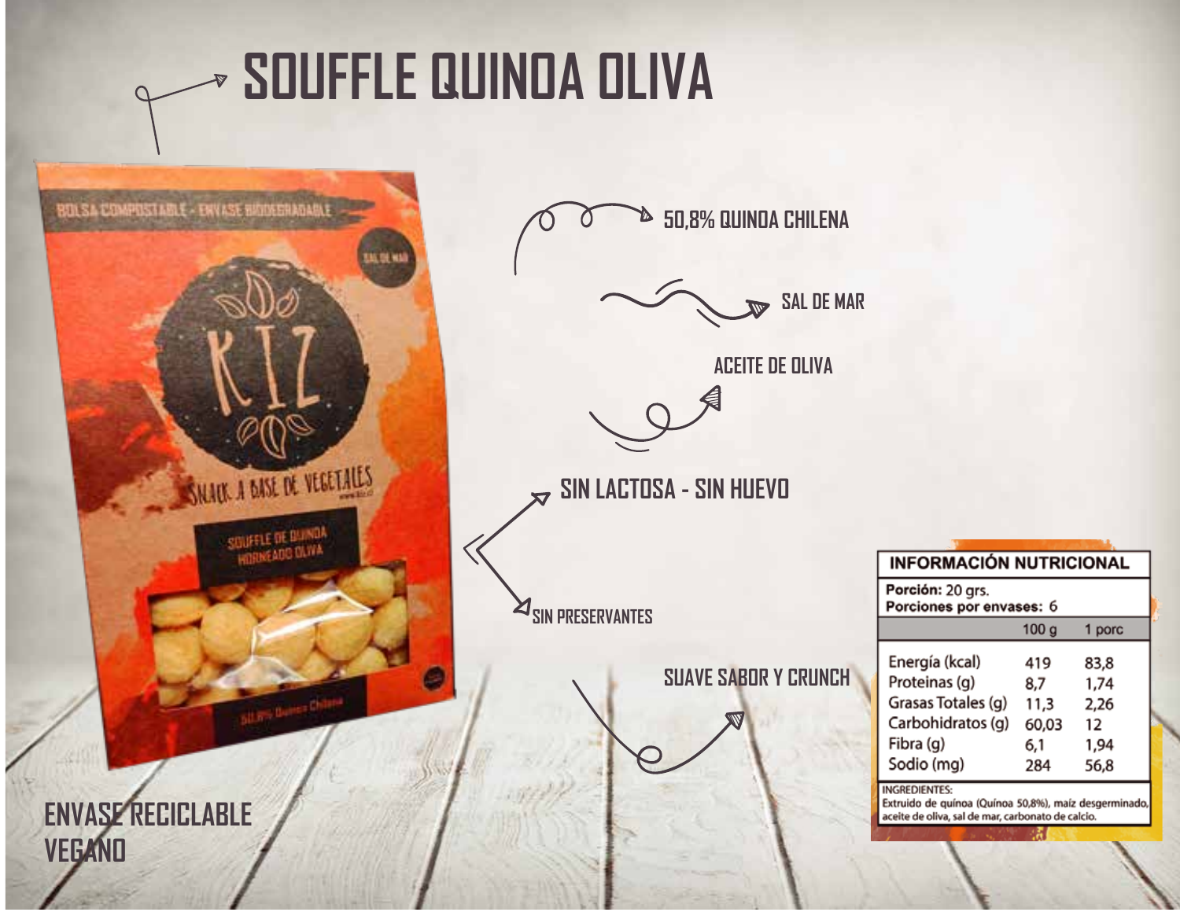# SOUFFLE QUINOA OLIVA

- 50,8% QUINOA CHILENA
- SAL DE MAR
- ACEITE DE OLIVA
- SIN LACTOSA - SIN HUEVO
- SIN PRESERVANTES
- SUAVE SABOR Y CRUNCH

ENVASE RECICLABLE
VEGANO

**INFORMACIÓN NUTRICIONAL**

**Porción:** 20 grs.
**Porciones por envases:** 6

| | 100 g | 1 porc |
|---|---|---|
| Energía (kcal) | 419 | 83,8 |
| Proteinas (g) | 8,7 | 1,74 |
| Grasas Totales (g) | 11,3 | 2,26 |
| Carbohidratos (g) | 60,03 | 12 |
| Fibra (g) | 6,1 | 1,94 |
| Sodio (mg) | 284 | 56,8 |

INGREDIENTES:
Extruido de quínoa (Quínoa 50,8%), maíz desgerminado, aceite de oliva, sal de mar, carbonato de calcio.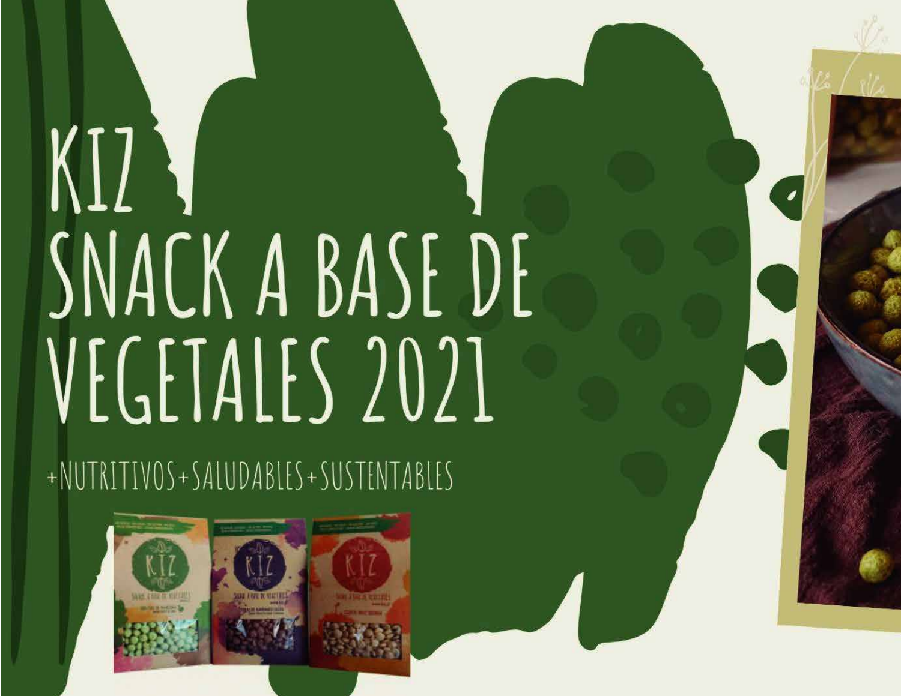# KIZ
# SNACK A BASE DE VEGETALES 2021

+NUTRITIVOS+SALUDABLES+SUSTENTABLES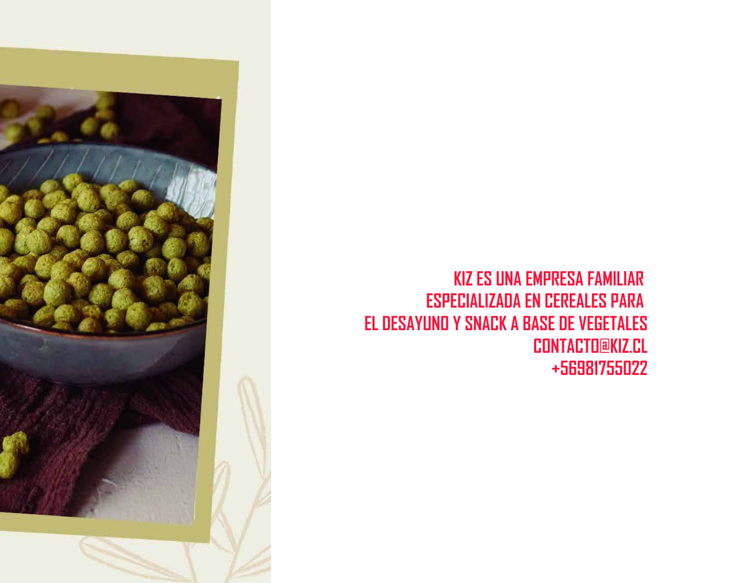**KIZ ES UNA EMPRESA FAMILIAR ESPECIALIZADA EN CEREALES PARA EL DESAYUNO Y SNACK A BASE DE VEGETALES**

**CONTACTO@KIZ.CL**

**+56981755022**